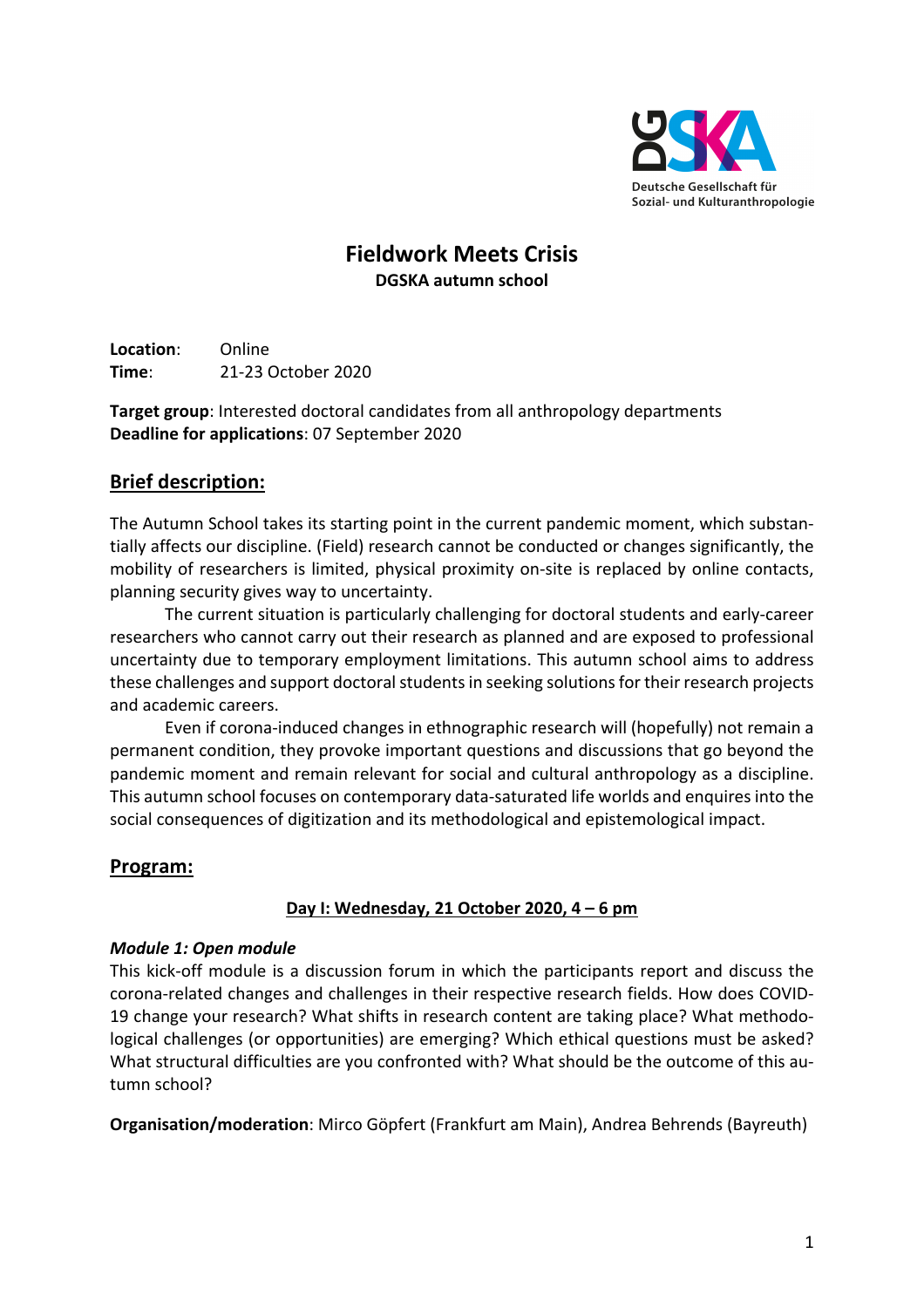Deutsche Gesellschaft für Sozial- und Kulturanthropologie

# Fieldwork Meets Crisis

**DGSKA autumn school**

**Location**: Online
**Time**: 21-23 October 2020

**Target group**: Interested doctoral candidates from all anthropology departments
**Deadline for applications**: 07 September 2020

## Brief description:

The Autumn School takes its starting point in the current pandemic moment, which substantially affects our discipline. (Field) research cannot be conducted or changes significantly, the mobility of researchers is limited, physical proximity on-site is replaced by online contacts, planning security gives way to uncertainty.

The current situation is particularly challenging for doctoral students and early-career researchers who cannot carry out their research as planned and are exposed to professional uncertainty due to temporary employment limitations. This autumn school aims to address these challenges and support doctoral students in seeking solutions for their research projects and academic careers.

Even if corona-induced changes in ethnographic research will (hopefully) not remain a permanent condition, they provoke important questions and discussions that go beyond the pandemic moment and remain relevant for social and cultural anthropology as a discipline. This autumn school focuses on contemporary data-saturated life worlds and enquires into the social consequences of digitization and its methodological and epistemological impact.

## Program:

### Day I: Wednesday, 21 October 2020, 4 – 6 pm

***Module 1: Open module***

This kick-off module is a discussion forum in which the participants report and discuss the corona-related changes and challenges in their respective research fields. How does COVID-19 change your research? What shifts in research content are taking place? What methodological challenges (or opportunities) are emerging? Which ethical questions must be asked? What structural difficulties are you confronted with? What should be the outcome of this autumn school?

**Organisation/moderation**: Mirco Göpfert (Frankfurt am Main), Andrea Behrends (Bayreuth)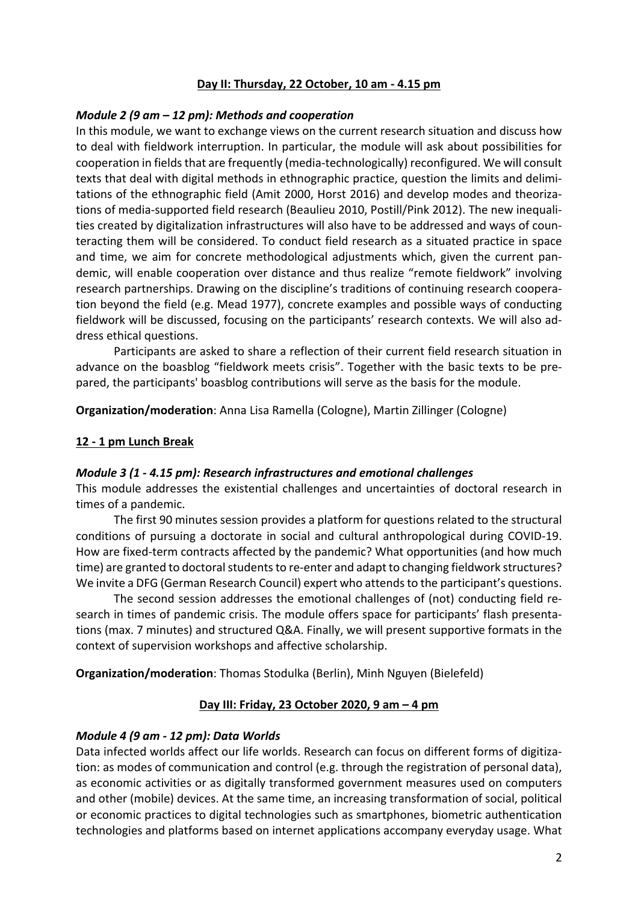**Day II: Thursday, 22 October, 10 am - 4.15 pm**

### *Module 2 (9 am – 12 pm): Methods and cooperation*

In this module, we want to exchange views on the current research situation and discuss how to deal with fieldwork interruption. In particular, the module will ask about possibilities for cooperation in fields that are frequently (media-technologically) reconfigured. We will consult texts that deal with digital methods in ethnographic practice, question the limits and delimitations of the ethnographic field (Amit 2000, Horst 2016) and develop modes and theorizations of media-supported field research (Beaulieu 2010, Postill/Pink 2012). The new inequalities created by digitalization infrastructures will also have to be addressed and ways of counteracting them will be considered. To conduct field research as a situated practice in space and time, we aim for concrete methodological adjustments which, given the current pandemic, will enable cooperation over distance and thus realize "remote fieldwork" involving research partnerships. Drawing on the discipline's traditions of continuing research cooperation beyond the field (e.g. Mead 1977), concrete examples and possible ways of conducting fieldwork will be discussed, focusing on the participants' research contexts. We will also address ethical questions.

Participants are asked to share a reflection of their current field research situation in advance on the boasblog "fieldwork meets crisis". Together with the basic texts to be prepared, the participants' boasblog contributions will serve as the basis for the module.

**Organization/moderation**: Anna Lisa Ramella (Cologne), Martin Zillinger (Cologne)

**12 - 1 pm Lunch Break**

### *Module 3 (1 - 4.15 pm): Research infrastructures and emotional challenges*

This module addresses the existential challenges and uncertainties of doctoral research in times of a pandemic.

The first 90 minutes session provides a platform for questions related to the structural conditions of pursuing a doctorate in social and cultural anthropological during COVID-19. How are fixed-term contracts affected by the pandemic? What opportunities (and how much time) are granted to doctoral students to re-enter and adapt to changing fieldwork structures? We invite a DFG (German Research Council) expert who attends to the participant's questions.

The second session addresses the emotional challenges of (not) conducting field research in times of pandemic crisis. The module offers space for participants' flash presentations (max. 7 minutes) and structured Q&A. Finally, we will present supportive formats in the context of supervision workshops and affective scholarship.

**Organization/moderation**: Thomas Stodulka (Berlin), Minh Nguyen (Bielefeld)

**Day III: Friday, 23 October 2020, 9 am – 4 pm**

### *Module 4 (9 am - 12 pm): Data Worlds*

Data infected worlds affect our life worlds. Research can focus on different forms of digitization: as modes of communication and control (e.g. through the registration of personal data), as economic activities or as digitally transformed government measures used on computers and other (mobile) devices. At the same time, an increasing transformation of social, political or economic practices to digital technologies such as smartphones, biometric authentication technologies and platforms based on internet applications accompany everyday usage. What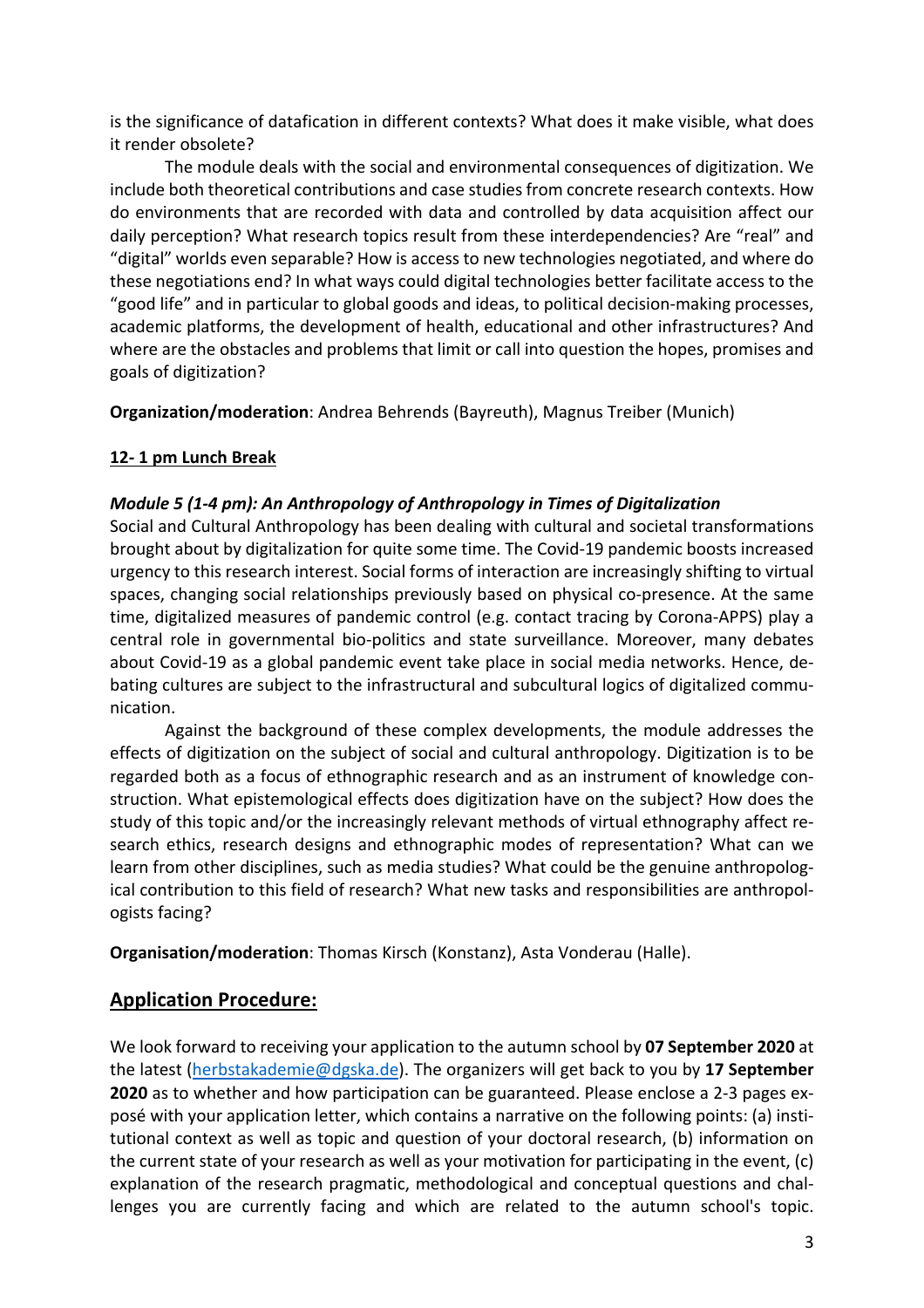is the significance of datafication in different contexts? What does it make visible, what does it render obsolete?

The module deals with the social and environmental consequences of digitization. We include both theoretical contributions and case studies from concrete research contexts. How do environments that are recorded with data and controlled by data acquisition affect our daily perception? What research topics result from these interdependencies? Are "real" and "digital" worlds even separable? How is access to new technologies negotiated, and where do these negotiations end? In what ways could digital technologies better facilitate access to the "good life" and in particular to global goods and ideas, to political decision-making processes, academic platforms, the development of health, educational and other infrastructures? And where are the obstacles and problems that limit or call into question the hopes, promises and goals of digitization?

**Organization/moderation**: Andrea Behrends (Bayreuth), Magnus Treiber (Munich)

**12- 1 pm Lunch Break**

***Module 5 (1-4 pm): An Anthropology of Anthropology in Times of Digitalization***

Social and Cultural Anthropology has been dealing with cultural and societal transformations brought about by digitalization for quite some time. The Covid-19 pandemic boosts increased urgency to this research interest. Social forms of interaction are increasingly shifting to virtual spaces, changing social relationships previously based on physical co-presence. At the same time, digitalized measures of pandemic control (e.g. contact tracing by Corona-APPS) play a central role in governmental bio-politics and state surveillance. Moreover, many debates about Covid-19 as a global pandemic event take place in social media networks. Hence, debating cultures are subject to the infrastructural and subcultural logics of digitalized communication.

Against the background of these complex developments, the module addresses the effects of digitization on the subject of social and cultural anthropology. Digitization is to be regarded both as a focus of ethnographic research and as an instrument of knowledge construction. What epistemological effects does digitization have on the subject? How does the study of this topic and/or the increasingly relevant methods of virtual ethnography affect research ethics, research designs and ethnographic modes of representation? What can we learn from other disciplines, such as media studies? What could be the genuine anthropological contribution to this field of research? What new tasks and responsibilities are anthropologists facing?

**Organisation/moderation**: Thomas Kirsch (Konstanz), Asta Vonderau (Halle).

## Application Procedure:

We look forward to receiving your application to the autumn school by **07 September 2020** at the latest (herbstakademie@dgska.de). The organizers will get back to you by **17 September 2020** as to whether and how participation can be guaranteed. Please enclose a 2-3 pages exposé with your application letter, which contains a narrative on the following points: (a) institutional context as well as topic and question of your doctoral research, (b) information on the current state of your research as well as your motivation for participating in the event, (c) explanation of the research pragmatic, methodological and conceptual questions and challenges you are currently facing and which are related to the autumn school's topic.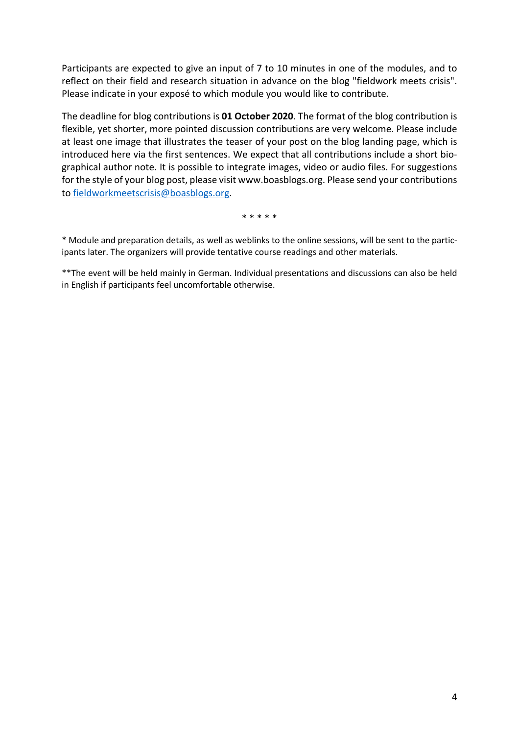Participants are expected to give an input of 7 to 10 minutes in one of the modules, and to reflect on their field and research situation in advance on the blog "fieldwork meets crisis". Please indicate in your exposé to which module you would like to contribute.

The deadline for blog contributions is **01 October 2020**. The format of the blog contribution is flexible, yet shorter, more pointed discussion contributions are very welcome. Please include at least one image that illustrates the teaser of your post on the blog landing page, which is introduced here via the first sentences. We expect that all contributions include a short biographical author note. It is possible to integrate images, video or audio files. For suggestions for the style of your blog post, please visit www.boasblogs.org. Please send your contributions to fieldworkmeetscrisis@boasblogs.org.

\* \* \* \* \*

\* Module and preparation details, as well as weblinks to the online sessions, will be sent to the participants later. The organizers will provide tentative course readings and other materials.

\*\*The event will be held mainly in German. Individual presentations and discussions can also be held in English if participants feel uncomfortable otherwise.